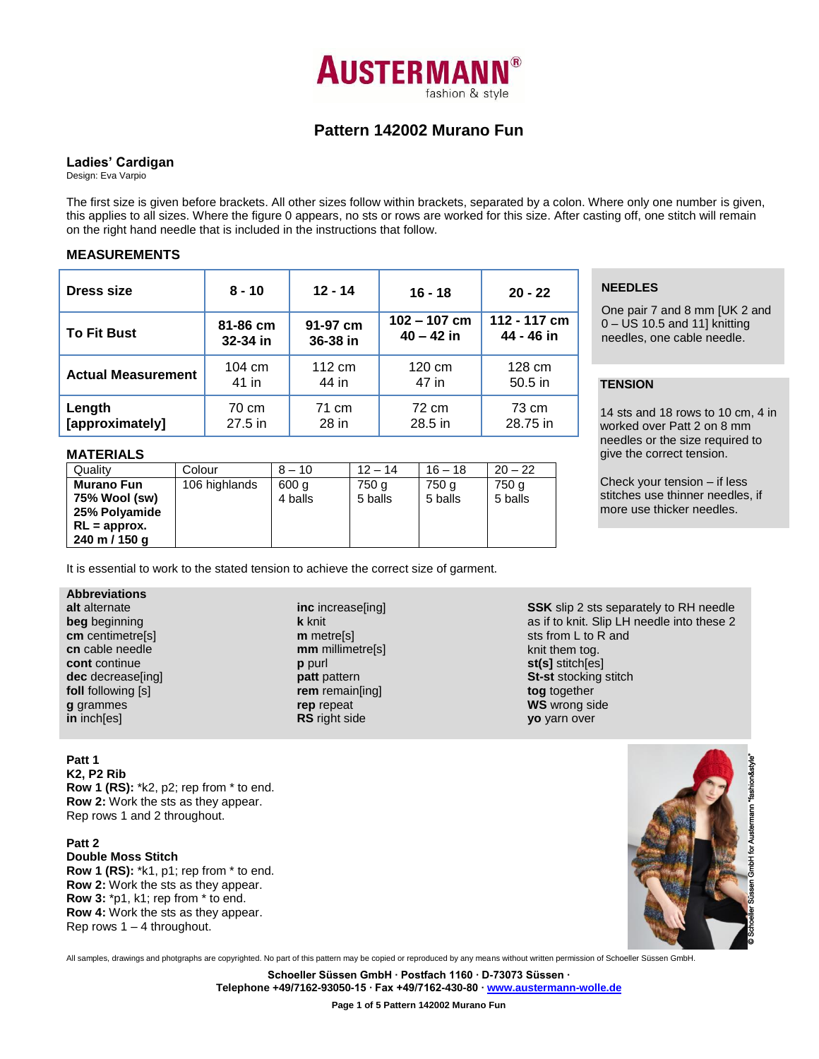# AUSTERMANN®
fashion & style

## Pattern 142002 Murano Fun

### Ladies' Cardigan

Design: Eva Varpio

The first size is given before brackets. All other sizes follow within brackets, separated by a colon. Where only one number is given, this applies to all sizes. Where the figure 0 appears, no sts or rows are worked for this size. After casting off, one stitch will remain on the right hand needle that is included in the instructions that follow.

### MEASUREMENTS

| Dress size | 8 - 10 | 12 - 14 | 16 - 18 | 20 - 22 |
|---|---|---|---|---|
| **To Fit Bust** | 81-86 cm 32-34 in | 91-97 cm 36-38 in | 102 – 107 cm 40 – 42 in | 112 - 117 cm 44 - 46 in |
| **Actual Measurement** | 104 cm 41 in | 112 cm 44 in | 120 cm 47 in | 128 cm 50.5 in |
| **Length [approximately]** | 70 cm 27.5 in | 71 cm 28 in | 72 cm 28.5 in | 73 cm 28.75 in |

### NEEDLES

One pair 7 and 8 mm [UK 2 and 0 – US 10.5 and 11] knitting needles, one cable needle.

### TENSION

14 sts and 18 rows to 10 cm, 4 in worked over Patt 2 on 8 mm needles or the size required to give the correct tension.

Check your tension – if less stitches use thinner needles, if more use thicker needles.

### MATERIALS

| Quality | Colour | 8 – 10 | 12 – 14 | 16 – 18 | 20 – 22 |
|---|---|---|---|---|---|
| **Murano Fun 75% Wool (sw) 25% Polyamide RL = approx. 240 m / 150 g** | 106 highlands | 600 g 4 balls | 750 g 5 balls | 750 g 5 balls | 750 g 5 balls |

It is essential to work to the stated tension to achieve the correct size of garment.

### Abbreviations

**alt** alternate
**beg** beginning
**cm** centimetre[s]
**cn** cable needle
**cont** continue
**dec** decrease[ing]
**foll** following [s]
**g** grammes
**in** inch[es]
**inc** increase[ing]
**k** knit
**m** metre[s]
**mm** millimetre[s]
**p** purl
**patt** pattern
**rem** remain[ing]
**rep** repeat
**RS** right side
**SSK** slip 2 sts separately to RH needle as if to knit. Slip LH needle into these 2 sts from L to R and knit them tog.
**st(s]** stitch[es]
**St-st** stocking stitch
**tog** together
**WS** wrong side
**yo** yarn over

### Patt 1

**K2, P2 Rib**
**Row 1 (RS):** *k2, p2; rep from * to end.
**Row 2:** Work the sts as they appear.
Rep rows 1 and 2 throughout.

### Patt 2

**Double Moss Stitch**
**Row 1 (RS):** *k1, p1; rep from * to end.
**Row 2:** Work the sts as they appear.
**Row 3:** *p1, k1; rep from * to end.
**Row 4:** Work the sts as they appear.
Rep rows 1 – 4 throughout.

© Schoeller Süssen GmbH for Austermann "fashion&style"

All samples, drawings and photgraphs are copyrighted. No part of this pattern may be copied or reproduced by any means without written permission of Schoeller Süssen GmbH.

**Schoeller Süssen GmbH · Postfach 1160 · D-73073 Süssen ·**
**Telephone +49/7162-93050-15 · Fax +49/7162-430-80 · www.austermann-wolle.de**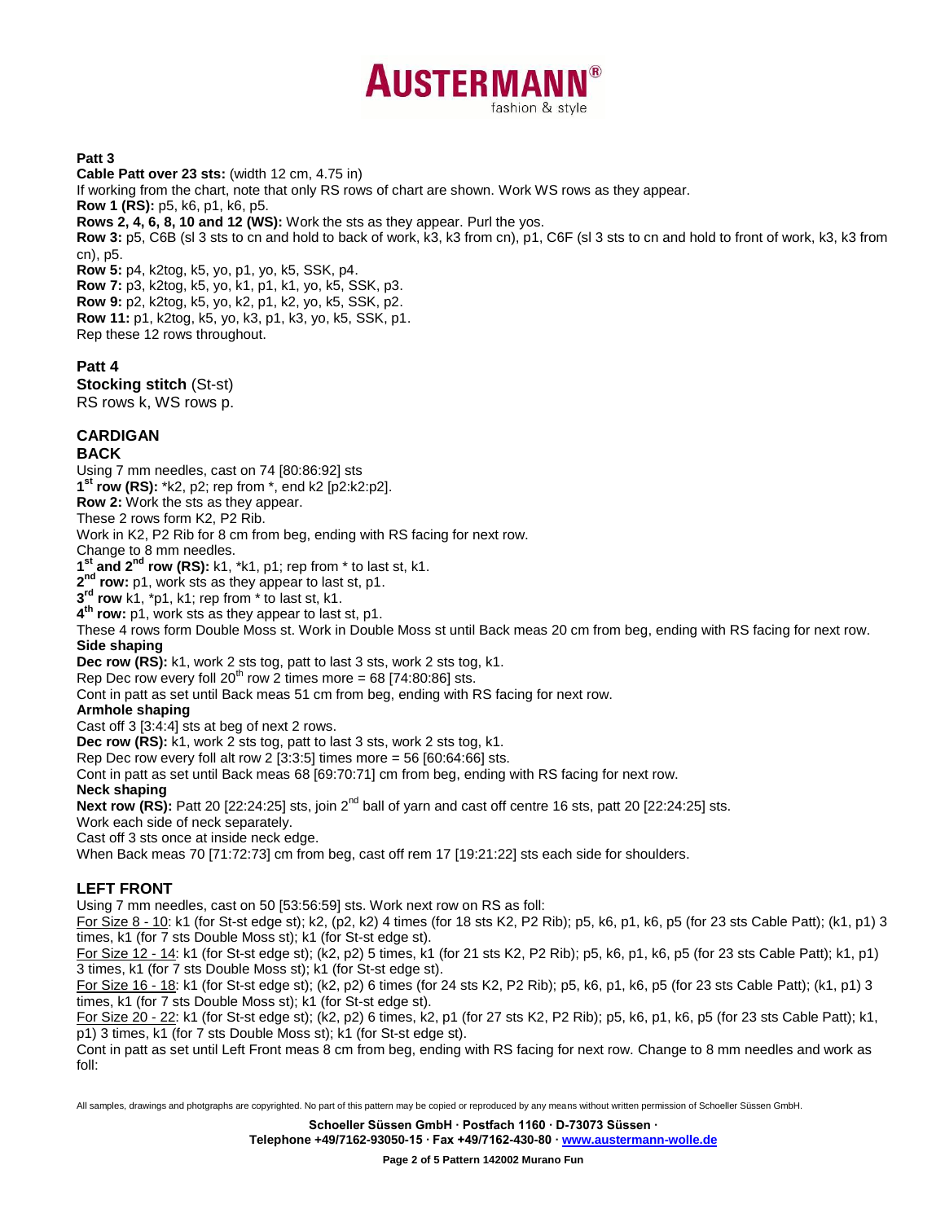**Patt 3**

**Cable Patt over 23 sts:** (width 12 cm, 4.75 in)

If working from the chart, note that only RS rows of chart are shown. Work WS rows as they appear.

**Row 1 (RS):** p5, k6, p1, k6, p5.

**Rows 2, 4, 6, 8, 10 and 12 (WS):** Work the sts as they appear. Purl the yos.

**Row 3:** p5, C6B (sl 3 sts to cn and hold to back of work, k3, k3 from cn), p1, C6F (sl 3 sts to cn and hold to front of work, k3, k3 from cn), p5.

**Row 5:** p4, k2tog, k5, yo, p1, yo, k5, SSK, p4.

**Row 7:** p3, k2tog, k5, yo, k1, p1, k1, yo, k5, SSK, p3.

**Row 9:** p2, k2tog, k5, yo, k2, p1, k2, yo, k5, SSK, p2.

**Row 11:** p1, k2tog, k5, yo, k3, p1, k3, yo, k5, SSK, p1.

Rep these 12 rows throughout.

**Patt 4**

**Stocking stitch** (St-st)

RS rows k, WS rows p.

## CARDIGAN

### BACK

Using 7 mm needles, cast on 74 [80:86:92] sts

**1st row (RS):** *k2, p2; rep from *, end k2 [p2:k2:p2].

**Row 2:** Work the sts as they appear.

These 2 rows form K2, P2 Rib.

Work in K2, P2 Rib for 8 cm from beg, ending with RS facing for next row.

Change to 8 mm needles.

**1st and 2nd row (RS):** k1, *k1, p1; rep from * to last st, k1.

**2nd row:** p1, work sts as they appear to last st, p1.

**3rd row** k1, *p1, k1; rep from * to last st, k1.

**4th row:** p1, work sts as they appear to last st, p1.

These 4 rows form Double Moss st. Work in Double Moss st until Back meas 20 cm from beg, ending with RS facing for next row.

**Side shaping**

**Dec row (RS):** k1, work 2 sts tog, patt to last 3 sts, work 2 sts tog, k1.

Rep Dec row every foll 20th row 2 times more = 68 [74:80:86] sts.

Cont in patt as set until Back meas 51 cm from beg, ending with RS facing for next row.

**Armhole shaping**

Cast off 3 [3:4:4] sts at beg of next 2 rows.

**Dec row (RS):** k1, work 2 sts tog, patt to last 3 sts, work 2 sts tog, k1.

Rep Dec row every foll alt row 2 [3:3:5] times more = 56 [60:64:66] sts.

Cont in patt as set until Back meas 68 [69:70:71] cm from beg, ending with RS facing for next row.

**Neck shaping**

**Next row (RS):** Patt 20 [22:24:25] sts, join 2nd ball of yarn and cast off centre 16 sts, patt 20 [22:24:25] sts.

Work each side of neck separately.

Cast off 3 sts once at inside neck edge.

When Back meas 70 [71:72:73] cm from beg, cast off rem 17 [19:21:22] sts each side for shoulders.

### LEFT FRONT

Using 7 mm needles, cast on 50 [53:56:59] sts. Work next row on RS as foll:

For Size 8 - 10: k1 (for St-st edge st); k2, (p2, k2) 4 times (for 18 sts K2, P2 Rib); p5, k6, p1, k6, p5 (for 23 sts Cable Patt); (k1, p1) 3 times, k1 (for 7 sts Double Moss st); k1 (for St-st edge st).

For Size 12 - 14: k1 (for St-st edge st); (k2, p2) 5 times, k1 (for 21 sts K2, P2 Rib); p5, k6, p1, k6, p5 (for 23 sts Cable Patt); k1, p1) 3 times, k1 (for 7 sts Double Moss st); k1 (for St-st edge st).

For Size 16 - 18: k1 (for St-st edge st); (k2, p2) 6 times (for 24 sts K2, P2 Rib); p5, k6, p1, k6, p5 (for 23 sts Cable Patt); (k1, p1) 3 times, k1 (for 7 sts Double Moss st); k1 (for St-st edge st).

For Size 20 - 22: k1 (for St-st edge st); (k2, p2) 6 times, k2, p1 (for 27 sts K2, P2 Rib); p5, k6, p1, k6, p5 (for 23 sts Cable Patt); k1, p1) 3 times, k1 (for 7 sts Double Moss st); k1 (for St-st edge st).

Cont in patt as set until Left Front meas 8 cm from beg, ending with RS facing for next row. Change to 8 mm needles and work as foll:

All samples, drawings and photgraphs are copyrighted. No part of this pattern may be copied or reproduced by any means without written permission of Schoeller Süssen GmbH.

**Schoeller Süssen GmbH · Postfach 1160 · D-73073 Süssen ·**
**Telephone +49/7162-93050-15 · Fax +49/7162-430-80 · www.austermann-wolle.de**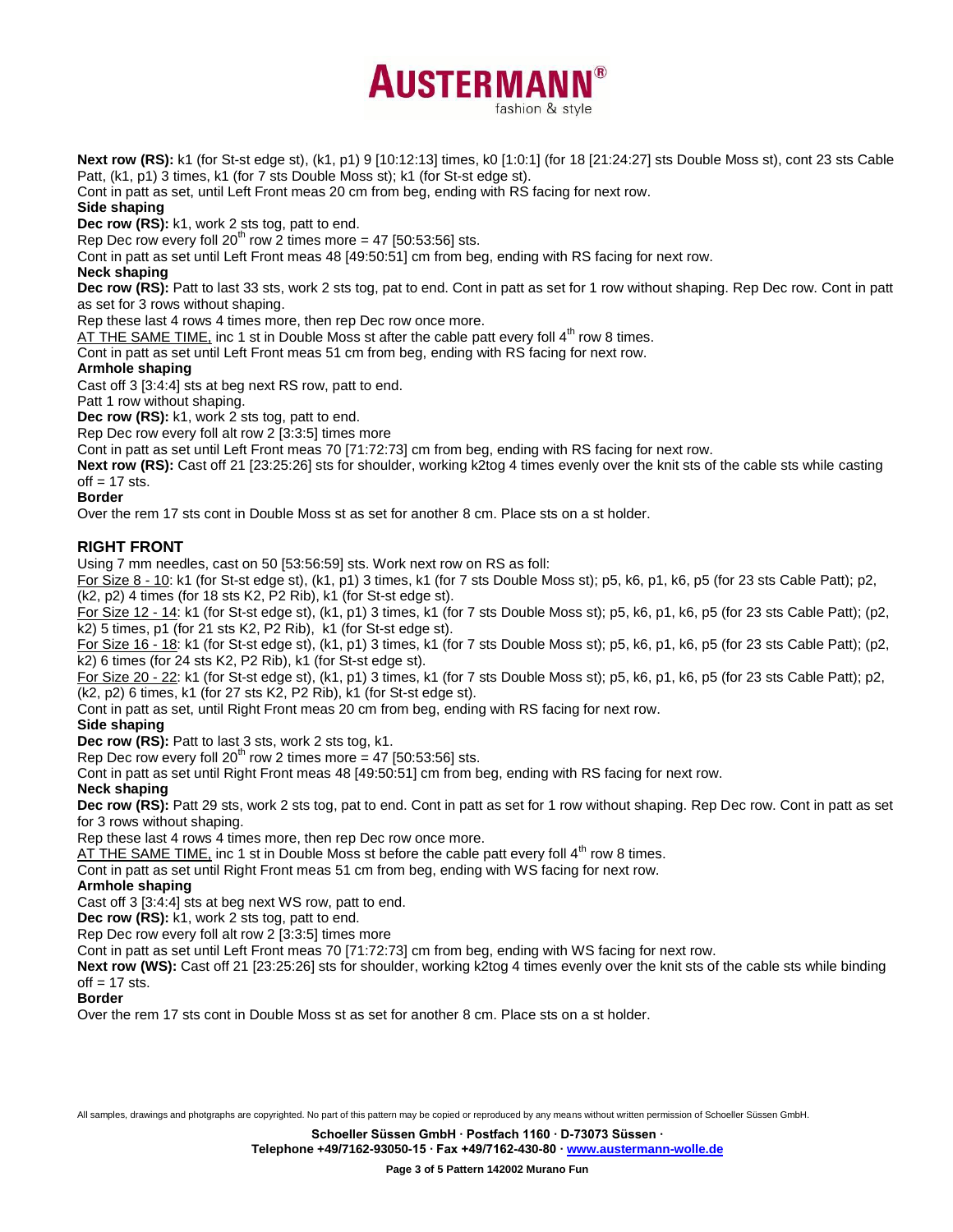**Next row (RS):** k1 (for St-st edge st), (k1, p1) 9 [10:12:13] times, k0 [1:0:1] (for 18 [21:24:27] sts Double Moss st), cont 23 sts Cable Patt, (k1, p1) 3 times, k1 (for 7 sts Double Moss st); k1 (for St-st edge st).

Cont in patt as set, until Left Front meas 20 cm from beg, ending with RS facing for next row.

**Side shaping**

**Dec row (RS):** k1, work 2 sts tog, patt to end.

Rep Dec row every foll 20th row 2 times more = 47 [50:53:56] sts.

Cont in patt as set until Left Front meas 48 [49:50:51] cm from beg, ending with RS facing for next row.

**Neck shaping**

**Dec row (RS):** Patt to last 33 sts, work 2 sts tog, pat to end. Cont in patt as set for 1 row without shaping. Rep Dec row. Cont in patt as set for 3 rows without shaping.

Rep these last 4 rows 4 times more, then rep Dec row once more.

AT THE SAME TIME, inc 1 st in Double Moss st after the cable patt every foll 4th row 8 times.

Cont in patt as set until Left Front meas 51 cm from beg, ending with RS facing for next row.

**Armhole shaping**

Cast off 3 [3:4:4] sts at beg next RS row, patt to end.

Patt 1 row without shaping.

**Dec row (RS):** k1, work 2 sts tog, patt to end.

Rep Dec row every foll alt row 2 [3:3:5] times more

Cont in patt as set until Left Front meas 70 [71:72:73] cm from beg, ending with RS facing for next row.

**Next row (RS):** Cast off 21 [23:25:26] sts for shoulder, working k2tog 4 times evenly over the knit sts of the cable sts while casting off = 17 sts.

**Border**

Over the rem 17 sts cont in Double Moss st as set for another 8 cm. Place sts on a st holder.

## RIGHT FRONT

Using 7 mm needles, cast on 50 [53:56:59] sts. Work next row on RS as foll:

For Size 8 - 10: k1 (for St-st edge st), (k1, p1) 3 times, k1 (for 7 sts Double Moss st); p5, k6, p1, k6, p5 (for 23 sts Cable Patt); p2, (k2, p2) 4 times (for 18 sts K2, P2 Rib), k1 (for St-st edge st).

For Size 12 - 14: k1 (for St-st edge st), (k1, p1) 3 times, k1 (for 7 sts Double Moss st); p5, k6, p1, k6, p5 (for 23 sts Cable Patt); (p2, k2) 5 times, p1 (for 21 sts K2, P2 Rib), k1 (for St-st edge st).

For Size 16 - 18: k1 (for St-st edge st), (k1, p1) 3 times, k1 (for 7 sts Double Moss st); p5, k6, p1, k6, p5 (for 23 sts Cable Patt); (p2, k2) 6 times (for 24 sts K2, P2 Rib), k1 (for St-st edge st).

For Size 20 - 22: k1 (for St-st edge st), (k1, p1) 3 times, k1 (for 7 sts Double Moss st); p5, k6, p1, k6, p5 (for 23 sts Cable Patt); p2, (k2, p2) 6 times, k1 (for 27 sts K2, P2 Rib), k1 (for St-st edge st).

Cont in patt as set, until Right Front meas 20 cm from beg, ending with RS facing for next row.

**Side shaping**

**Dec row (RS):** Patt to last 3 sts, work 2 sts tog, k1.

Rep Dec row every foll 20th row 2 times more = 47 [50:53:56] sts.

Cont in patt as set until Right Front meas 48 [49:50:51] cm from beg, ending with RS facing for next row.

**Neck shaping**

**Dec row (RS):** Patt 29 sts, work 2 sts tog, pat to end. Cont in patt as set for 1 row without shaping. Rep Dec row. Cont in patt as set for 3 rows without shaping.

Rep these last 4 rows 4 times more, then rep Dec row once more.

AT THE SAME TIME, inc 1 st in Double Moss st before the cable patt every foll 4th row 8 times.

Cont in patt as set until Right Front meas 51 cm from beg, ending with WS facing for next row.

**Armhole shaping**

Cast off 3 [3:4:4] sts at beg next WS row, patt to end.

**Dec row (RS):** k1, work 2 sts tog, patt to end.

Rep Dec row every foll alt row 2 [3:3:5] times more

Cont in patt as set until Left Front meas 70 [71:72:73] cm from beg, ending with WS facing for next row.

**Next row (WS):** Cast off 21 [23:25:26] sts for shoulder, working k2tog 4 times evenly over the knit sts of the cable sts while binding off = 17 sts.

**Border**

Over the rem 17 sts cont in Double Moss st as set for another 8 cm. Place sts on a st holder.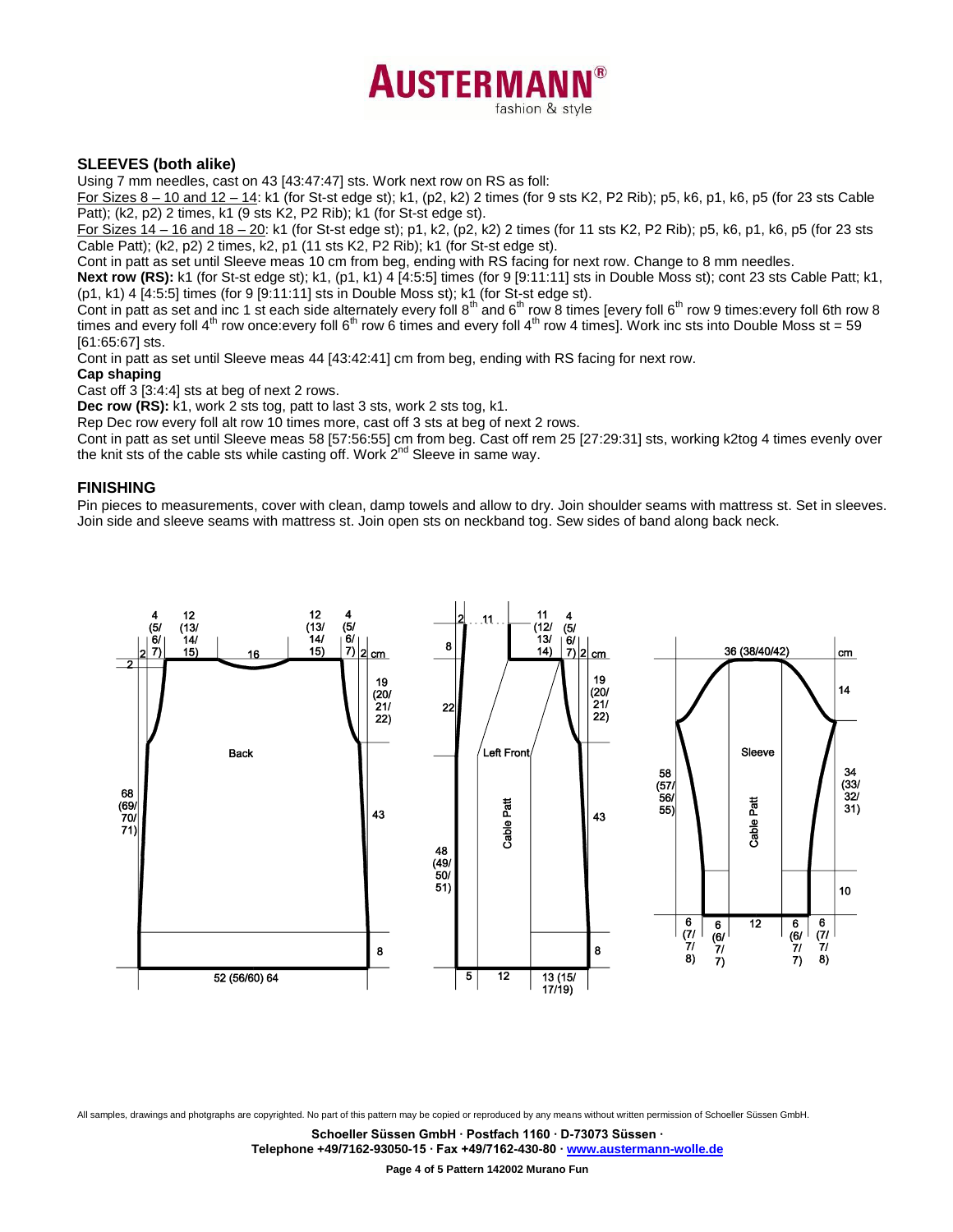## SLEEVES (both alike)

Using 7 mm needles, cast on 43 [43:47:47] sts. Work next row on RS as foll:

For Sizes 8 – 10 and 12 – 14: k1 (for St-st edge st); k1, (p2, k2) 2 times (for 9 sts K2, P2 Rib); p5, k6, p1, k6, p5 (for 23 sts Cable Patt); (k2, p2) 2 times, k1 (9 sts K2, P2 Rib); k1 (for St-st edge st).

For Sizes 14 – 16 and 18 – 20: k1 (for St-st edge st); p1, k2, (p2, k2) 2 times (for 11 sts K2, P2 Rib); p5, k6, p1, k6, p5 (for 23 sts Cable Patt); (k2, p2) 2 times, k2, p1 (11 sts K2, P2 Rib); k1 (for St-st edge st).

Cont in patt as set until Sleeve meas 10 cm from beg, ending with RS facing for next row. Change to 8 mm needles.

**Next row (RS):** k1 (for St-st edge st); k1, (p1, k1) 4 [4:5:5] times (for 9 [9:11:11] sts in Double Moss st); cont 23 sts Cable Patt; k1, (p1, k1) 4 [4:5:5] times (for 9 [9:11:11] sts in Double Moss st); k1 (for St-st edge st).

Cont in patt as set and inc 1 st each side alternately every foll 8th and 6th row 8 times [every foll 6th row 9 times:every foll 6th row 8 times and every foll 4th row once:every foll 6th row 6 times and every foll 4th row 4 times]. Work inc sts into Double Moss st = 59 [61:65:67] sts.

Cont in patt as set until Sleeve meas 44 [43:42:41] cm from beg, ending with RS facing for next row.

**Cap shaping**

Cast off 3 [3:4:4] sts at beg of next 2 rows.

**Dec row (RS):** k1, work 2 sts tog, patt to last 3 sts, work 2 sts tog, k1.

Rep Dec row every foll alt row 10 times more, cast off 3 sts at beg of next 2 rows.

Cont in patt as set until Sleeve meas 58 [57:56:55] cm from beg. Cast off rem 25 [27:29:31] sts, working k2tog 4 times evenly over the knit sts of the cable sts while casting off. Work 2nd Sleeve in same way.

## FINISHING

Pin pieces to measurements, cover with clean, damp towels and allow to dry. Join shoulder seams with mattress st. Set in sleeves. Join side and sleeve seams with mattress st. Join open sts on neckband tog. Sew sides of band along back neck.

All samples, drawings and photgraphs are copyrighted. No part of this pattern may be copied or reproduced by any means without written permission of Schoeller Süssen GmbH.

**Schoeller Süssen GmbH · Postfach 1160 · D-73073 Süssen ·**
**Telephone +49/7162-93050-15 · Fax +49/7162-430-80 · www.austermann-wolle.de**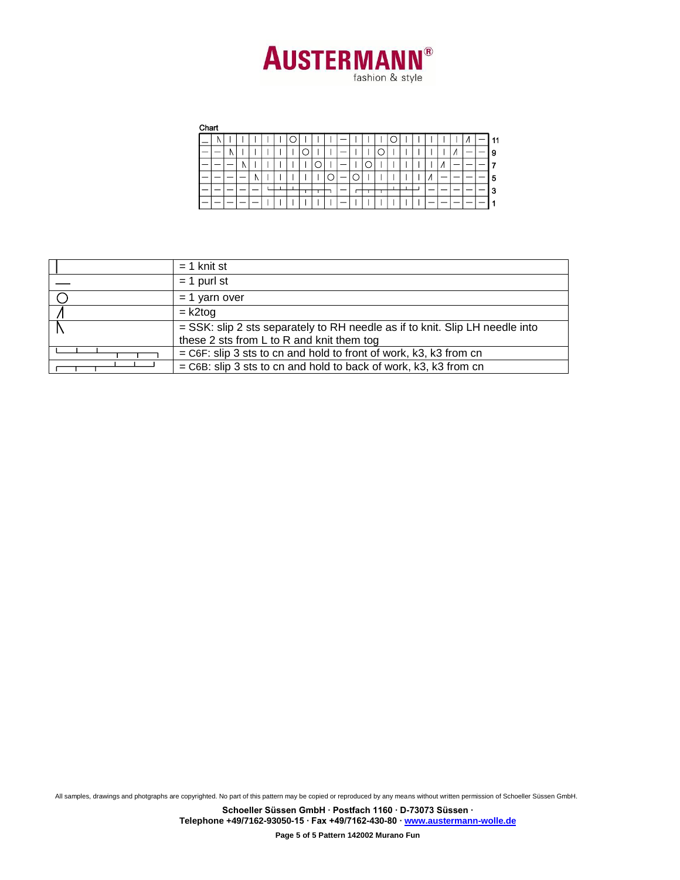Chart

11

9

7

5

3

1

| | |
|---|---|
| | = 1 knit st |
| | = 1 purl st |
| | = 1 yarn over |
| | = k2tog |
| | = SSK: slip 2 sts separately to RH needle as if to knit. Slip LH needle into these 2 sts from L to R and knit them tog |
| | = C6F: slip 3 sts to cn and hold to front of work, k3, k3 from cn |
| | = C6B: slip 3 sts to cn and hold to back of work, k3, k3 from cn |